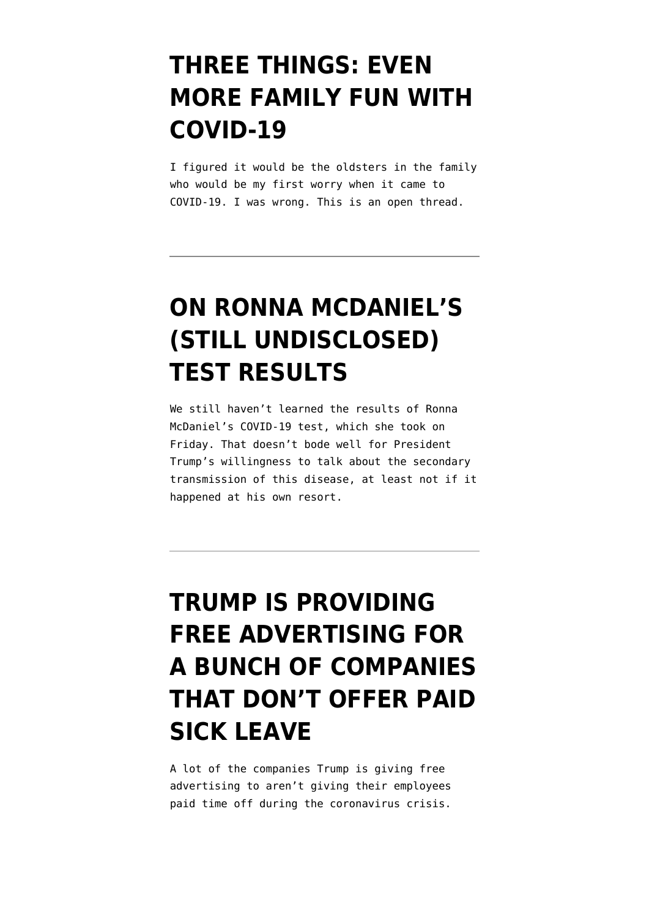# THREE THINGS: EVEN MORE FAMILY FUN WITH COVID-19

I figured it would be the oldsters in the family who would be my first worry when it came to COVID-19. I was wrong. This is an open thread.

---

# ON RONNA MCDANIEL'S (STILL UNDISCLOSED) TEST RESULTS

We still haven't learned the results of Ronna McDaniel's COVID-19 test, which she took on Friday. That doesn't bode well for President Trump's willingness to talk about the secondary transmission of this disease, at least not if it happened at his own resort.

---

# TRUMP IS PROVIDING FREE ADVERTISING FOR A BUNCH OF COMPANIES THAT DON'T OFFER PAID SICK LEAVE

A lot of the companies Trump is giving free advertising to aren't giving their employees paid time off during the coronavirus crisis.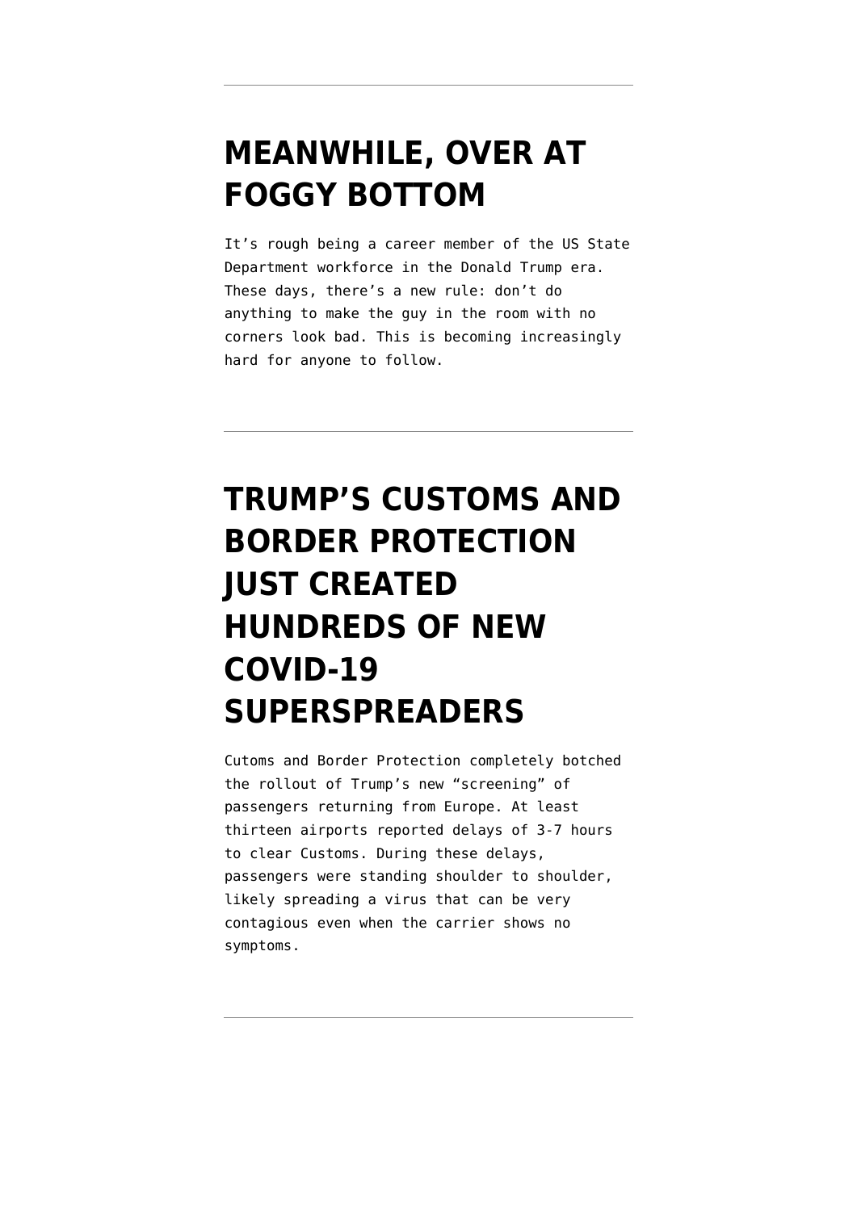# MEANWHILE, OVER AT FOGGY BOTTOM

It's rough being a career member of the US State Department workforce in the Donald Trump era. These days, there's a new rule: don't do anything to make the guy in the room with no corners look bad. This is becoming increasingly hard for anyone to follow.

---

# TRUMP'S CUSTOMS AND BORDER PROTECTION JUST CREATED HUNDREDS OF NEW COVID-19 SUPERSPREADERS

Cutoms and Border Protection completely botched the rollout of Trump's new "screening" of passengers returning from Europe. At least thirteen airports reported delays of 3-7 hours to clear Customs. During these delays, passengers were standing shoulder to shoulder, likely spreading a virus that can be very contagious even when the carrier shows no symptoms.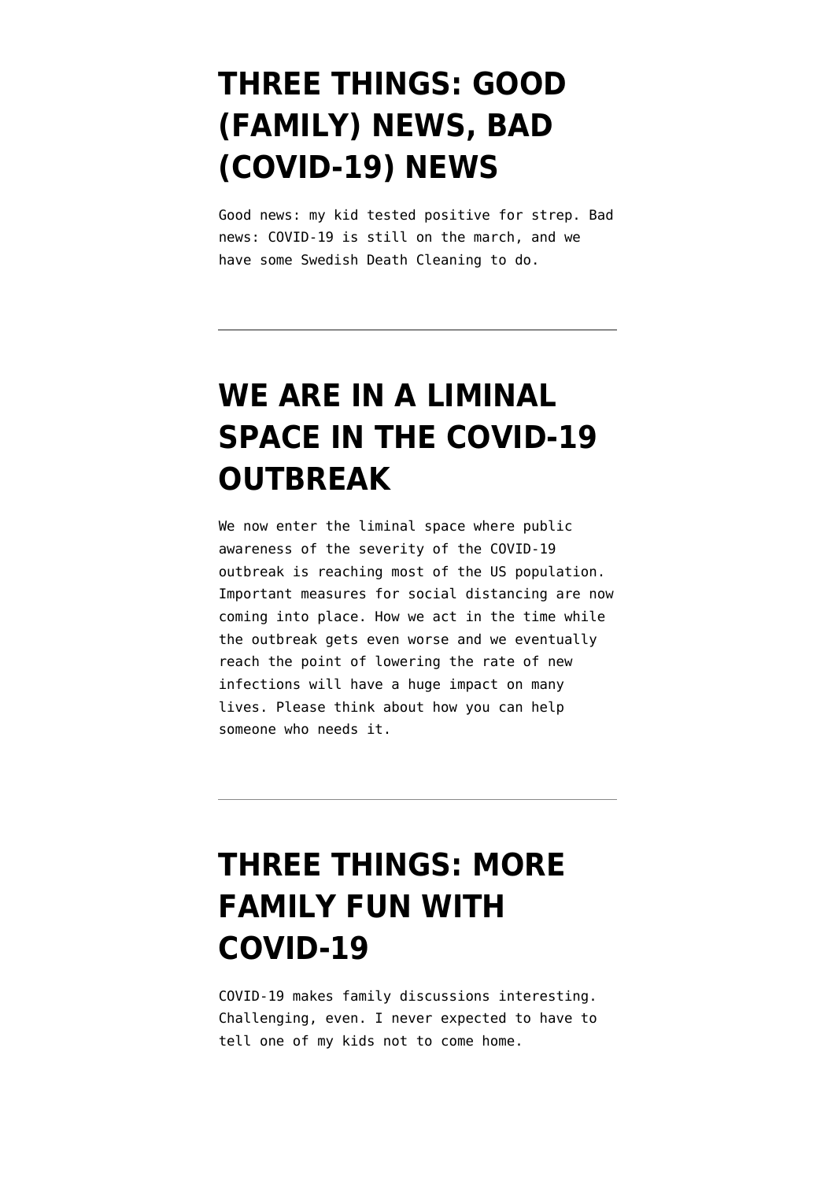# THREE THINGS: GOOD (FAMILY) NEWS, BAD (COVID-19) NEWS

Good news: my kid tested positive for strep. Bad news: COVID-19 is still on the march, and we have some Swedish Death Cleaning to do.

---

# WE ARE IN A LIMINAL SPACE IN THE COVID-19 OUTBREAK

We now enter the liminal space where public awareness of the severity of the COVID-19 outbreak is reaching most of the US population. Important measures for social distancing are now coming into place. How we act in the time while the outbreak gets even worse and we eventually reach the point of lowering the rate of new infections will have a huge impact on many lives. Please think about how you can help someone who needs it.

---

# THREE THINGS: MORE FAMILY FUN WITH COVID-19

COVID-19 makes family discussions interesting. Challenging, even. I never expected to have to tell one of my kids not to come home.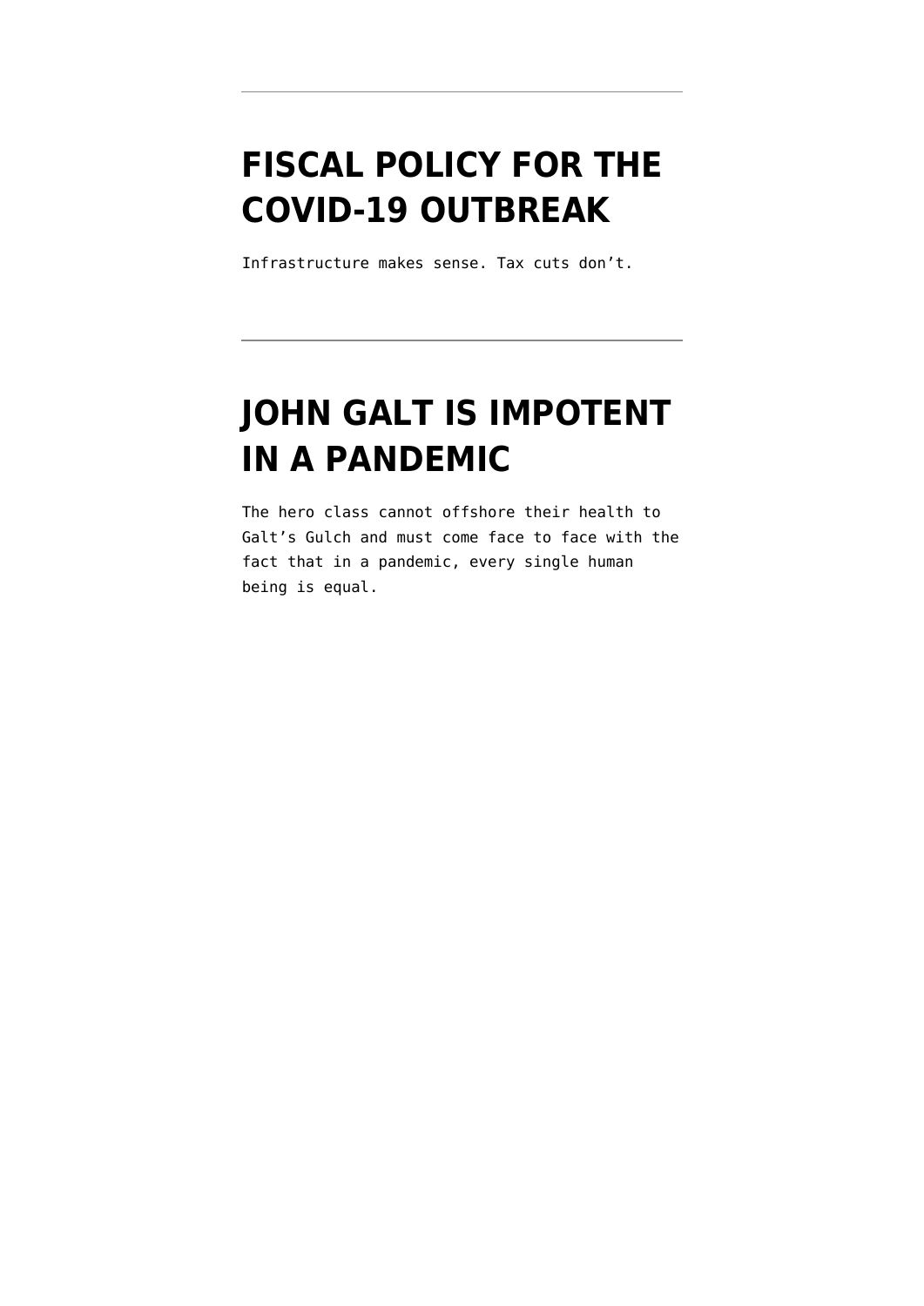---

# FISCAL POLICY FOR THE COVID-19 OUTBREAK

Infrastructure makes sense. Tax cuts don’t.

---

# JOHN GALT IS IMPOTENT IN A PANDEMIC

The hero class cannot offshore their health to Galt’s Gulch and must come face to face with the fact that in a pandemic, every single human being is equal.